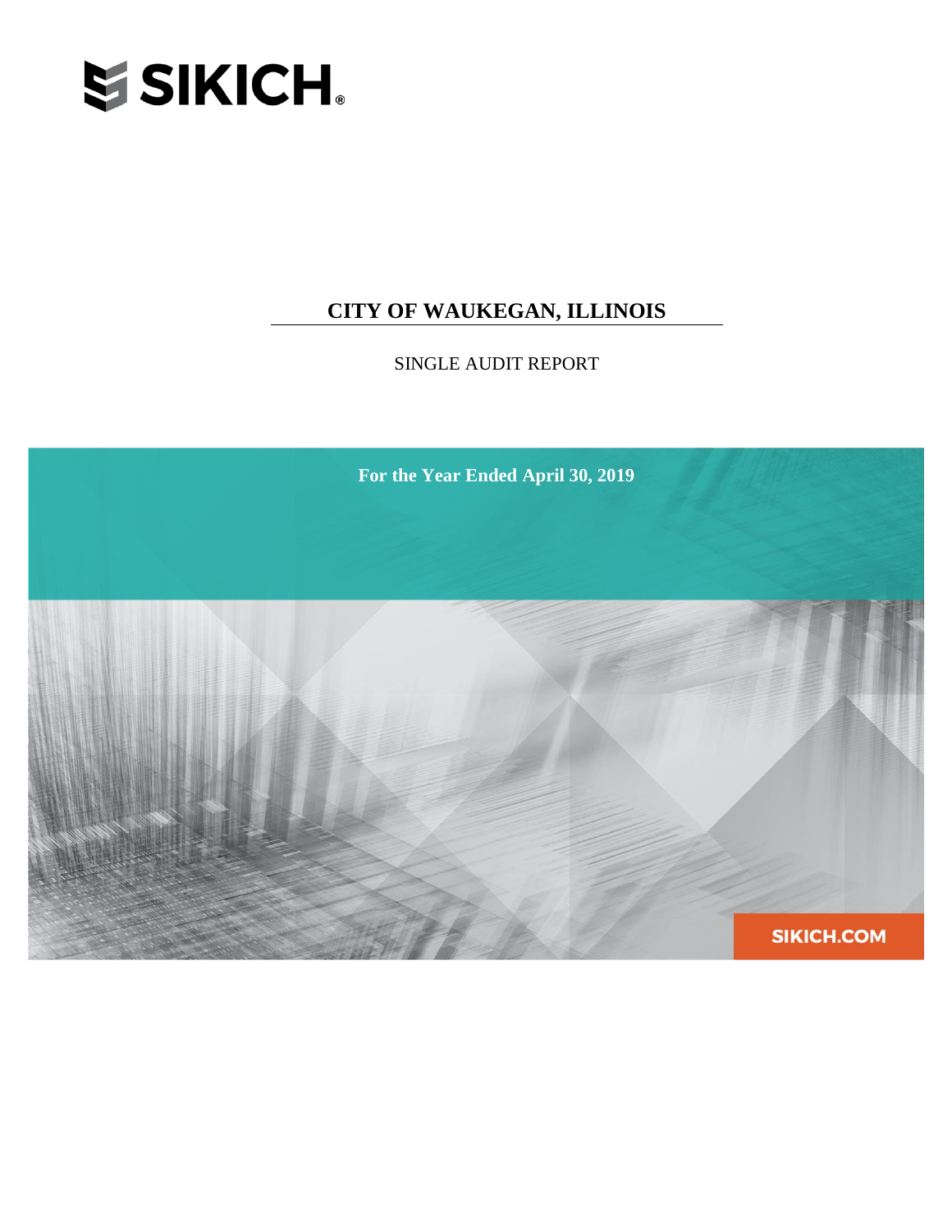SIKICH.

# CITY OF WAUKEGAN, ILLINOIS

SINGLE AUDIT REPORT

**For the Year Ended April 30, 2019**

SIKICH.COM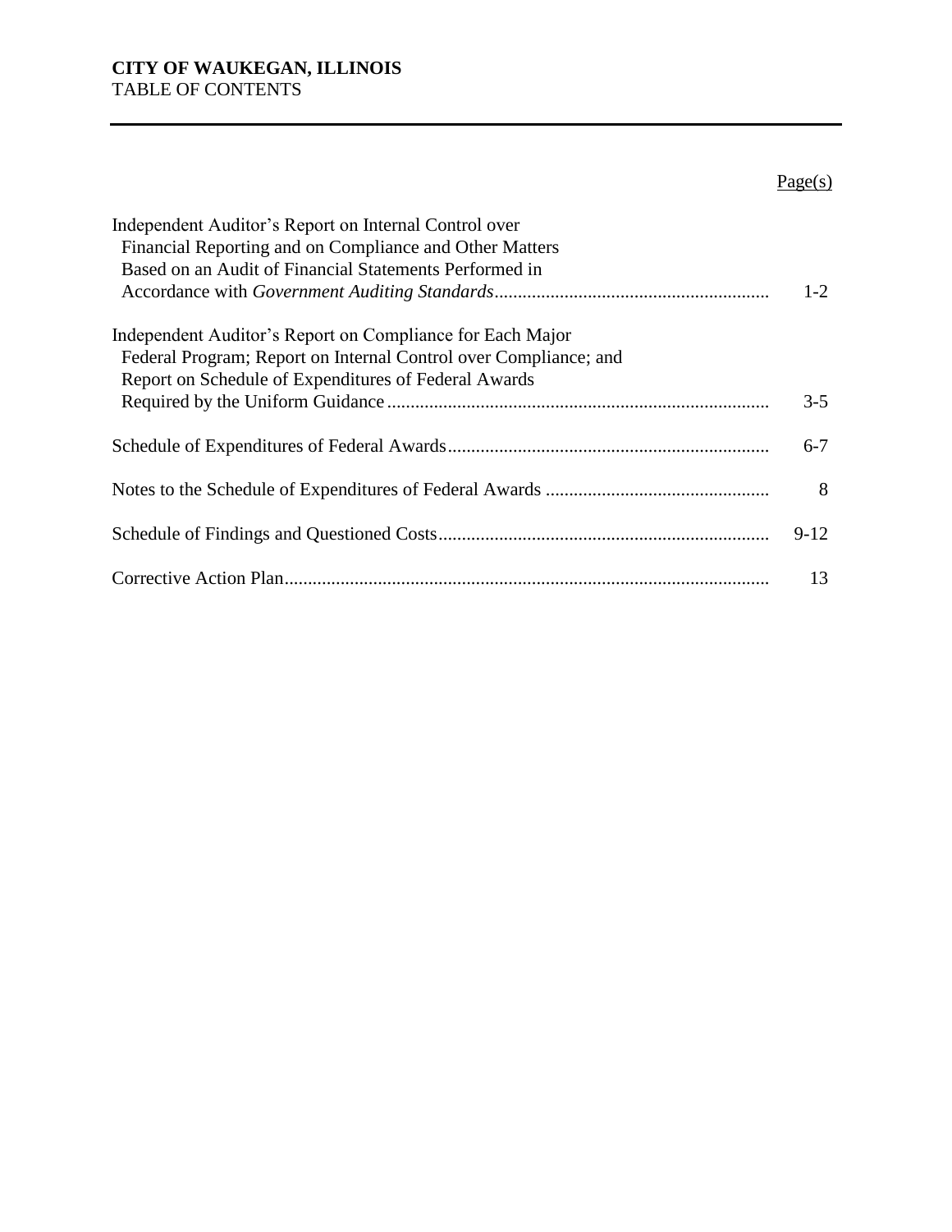**CITY OF WAUKEGAN, ILLINOIS**
TABLE OF CONTENTS

| | Page(s) |
|---|---|
| Independent Auditor's Report on Internal Control over Financial Reporting and on Compliance and Other Matters Based on an Audit of Financial Statements Performed in Accordance with *Government Auditing Standards* | 1-2 |
| Independent Auditor's Report on Compliance for Each Major Federal Program; Report on Internal Control over Compliance; and Report on Schedule of Expenditures of Federal Awards Required by the Uniform Guidance | 3-5 |
| Schedule of Expenditures of Federal Awards | 6-7 |
| Notes to the Schedule of Expenditures of Federal Awards | 8 |
| Schedule of Findings and Questioned Costs | 9-12 |
| Corrective Action Plan | 13 |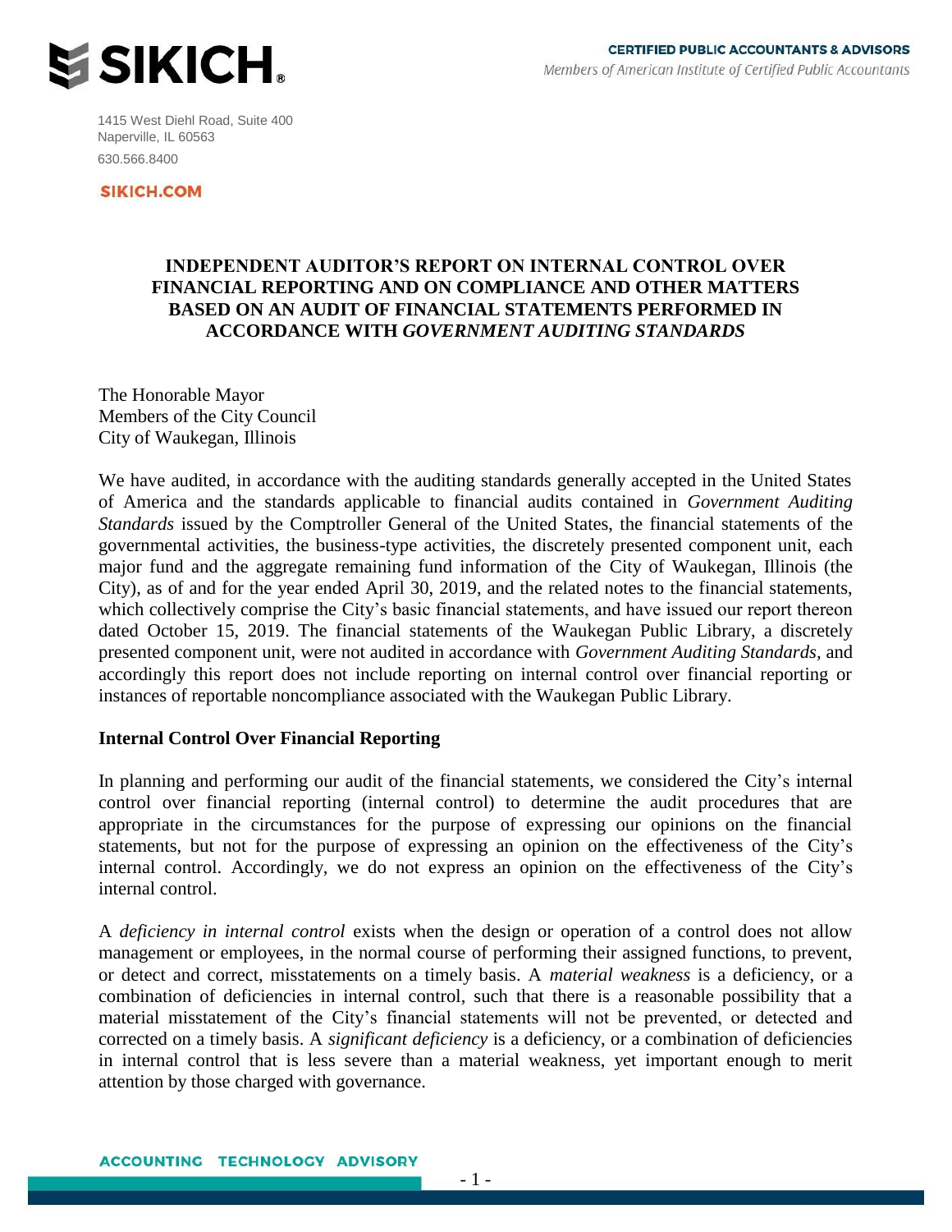SIKICH.

CERTIFIED PUBLIC ACCOUNTANTS & ADVISORS
*Members of American Institute of Certified Public Accountants*

1415 West Diehl Road, Suite 400
Naperville, IL 60563
630.566.8400

SIKICH.COM

# INDEPENDENT AUDITOR'S REPORT ON INTERNAL CONTROL OVER FINANCIAL REPORTING AND ON COMPLIANCE AND OTHER MATTERS BASED ON AN AUDIT OF FINANCIAL STATEMENTS PERFORMED IN ACCORDANCE WITH *GOVERNMENT AUDITING STANDARDS*

The Honorable Mayor
Members of the City Council
City of Waukegan, Illinois

We have audited, in accordance with the auditing standards generally accepted in the United States of America and the standards applicable to financial audits contained in *Government Auditing Standards* issued by the Comptroller General of the United States, the financial statements of the governmental activities, the business-type activities, the discretely presented component unit, each major fund and the aggregate remaining fund information of the City of Waukegan, Illinois (the City), as of and for the year ended April 30, 2019, and the related notes to the financial statements, which collectively comprise the City's basic financial statements, and have issued our report thereon dated October 15, 2019. The financial statements of the Waukegan Public Library, a discretely presented component unit, were not audited in accordance with *Government Auditing Standards*, and accordingly this report does not include reporting on internal control over financial reporting or instances of reportable noncompliance associated with the Waukegan Public Library.

## Internal Control Over Financial Reporting

In planning and performing our audit of the financial statements, we considered the City's internal control over financial reporting (internal control) to determine the audit procedures that are appropriate in the circumstances for the purpose of expressing our opinions on the financial statements, but not for the purpose of expressing an opinion on the effectiveness of the City's internal control. Accordingly, we do not express an opinion on the effectiveness of the City's internal control.

A *deficiency in internal control* exists when the design or operation of a control does not allow management or employees, in the normal course of performing their assigned functions, to prevent, or detect and correct, misstatements on a timely basis. A *material weakness* is a deficiency, or a combination of deficiencies in internal control, such that there is a reasonable possibility that a material misstatement of the City's financial statements will not be prevented, or detected and corrected on a timely basis. A *significant deficiency* is a deficiency, or a combination of deficiencies in internal control that is less severe than a material weakness, yet important enough to merit attention by those charged with governance.

ACCOUNTING TECHNOLOGY ADVISORY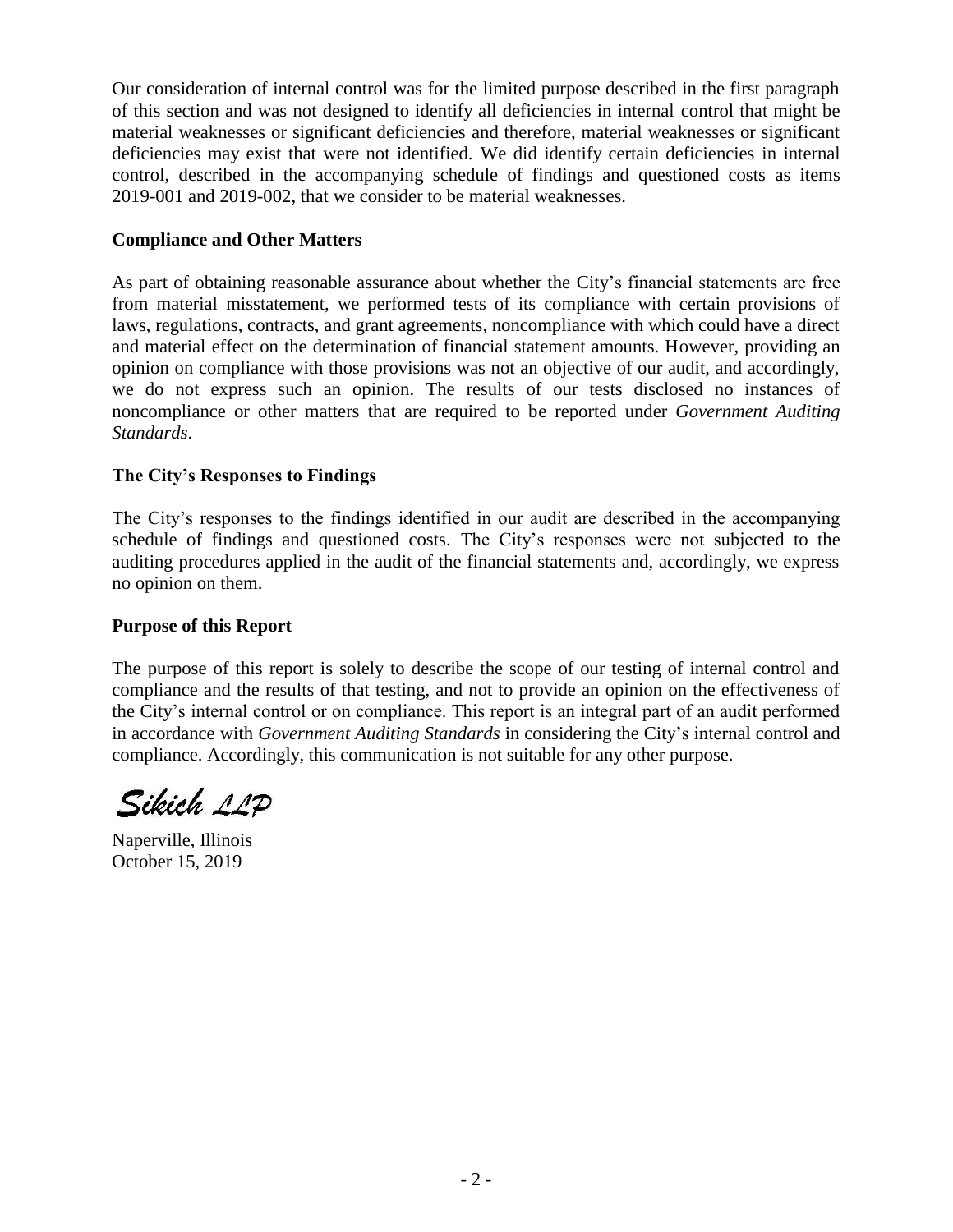Our consideration of internal control was for the limited purpose described in the first paragraph of this section and was not designed to identify all deficiencies in internal control that might be material weaknesses or significant deficiencies and therefore, material weaknesses or significant deficiencies may exist that were not identified. We did identify certain deficiencies in internal control, described in the accompanying schedule of findings and questioned costs as items 2019-001 and 2019-002, that we consider to be material weaknesses.

**Compliance and Other Matters**

As part of obtaining reasonable assurance about whether the City's financial statements are free from material misstatement, we performed tests of its compliance with certain provisions of laws, regulations, contracts, and grant agreements, noncompliance with which could have a direct and material effect on the determination of financial statement amounts. However, providing an opinion on compliance with those provisions was not an objective of our audit, and accordingly, we do not express such an opinion. The results of our tests disclosed no instances of noncompliance or other matters that are required to be reported under *Government Auditing Standards*.

**The City's Responses to Findings**

The City's responses to the findings identified in our audit are described in the accompanying schedule of findings and questioned costs. The City's responses were not subjected to the auditing procedures applied in the audit of the financial statements and, accordingly, we express no opinion on them.

**Purpose of this Report**

The purpose of this report is solely to describe the scope of our testing of internal control and compliance and the results of that testing, and not to provide an opinion on the effectiveness of the City's internal control or on compliance. This report is an integral part of an audit performed in accordance with *Government Auditing Standards* in considering the City's internal control and compliance. Accordingly, this communication is not suitable for any other purpose.

Sikich LLP

Naperville, Illinois
October 15, 2019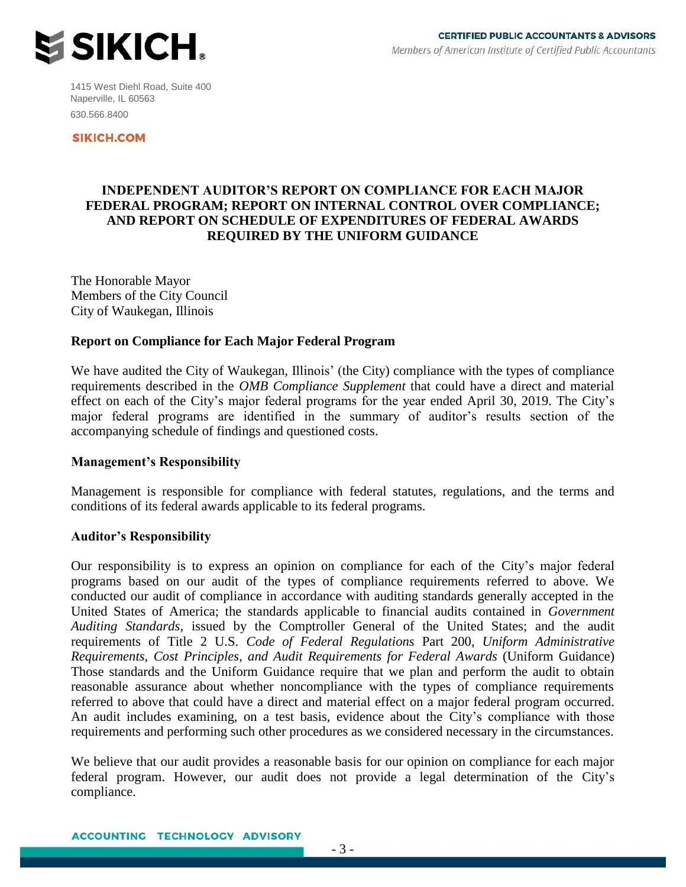# INDEPENDENT AUDITOR'S REPORT ON COMPLIANCE FOR EACH MAJOR FEDERAL PROGRAM; REPORT ON INTERNAL CONTROL OVER COMPLIANCE; AND REPORT ON SCHEDULE OF EXPENDITURES OF FEDERAL AWARDS REQUIRED BY THE UNIFORM GUIDANCE

The Honorable Mayor
Members of the City Council
City of Waukegan, Illinois

## Report on Compliance for Each Major Federal Program

We have audited the City of Waukegan, Illinois' (the City) compliance with the types of compliance requirements described in the *OMB Compliance Supplement* that could have a direct and material effect on each of the City's major federal programs for the year ended April 30, 2019. The City's major federal programs are identified in the summary of auditor's results section of the accompanying schedule of findings and questioned costs.

## Management's Responsibility

Management is responsible for compliance with federal statutes, regulations, and the terms and conditions of its federal awards applicable to its federal programs.

## Auditor's Responsibility

Our responsibility is to express an opinion on compliance for each of the City's major federal programs based on our audit of the types of compliance requirements referred to above. We conducted our audit of compliance in accordance with auditing standards generally accepted in the United States of America; the standards applicable to financial audits contained in *Government Auditing Standards*, issued by the Comptroller General of the United States; and the audit requirements of Title 2 U.S. *Code of Federal Regulations* Part 200, *Uniform Administrative Requirements, Cost Principles, and Audit Requirements for Federal Awards* (Uniform Guidance) Those standards and the Uniform Guidance require that we plan and perform the audit to obtain reasonable assurance about whether noncompliance with the types of compliance requirements referred to above that could have a direct and material effect on a major federal program occurred. An audit includes examining, on a test basis, evidence about the City's compliance with those requirements and performing such other procedures as we considered necessary in the circumstances.

We believe that our audit provides a reasonable basis for our opinion on compliance for each major federal program. However, our audit does not provide a legal determination of the City's compliance.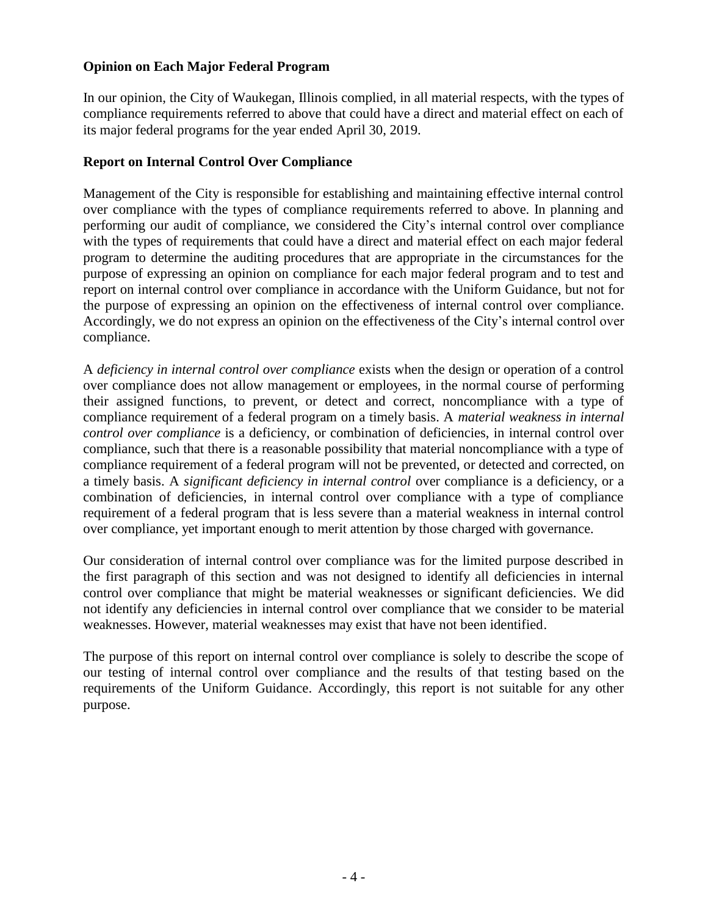## Opinion on Each Major Federal Program

In our opinion, the City of Waukegan, Illinois complied, in all material respects, with the types of compliance requirements referred to above that could have a direct and material effect on each of its major federal programs for the year ended April 30, 2019.

## Report on Internal Control Over Compliance

Management of the City is responsible for establishing and maintaining effective internal control over compliance with the types of compliance requirements referred to above. In planning and performing our audit of compliance, we considered the City's internal control over compliance with the types of requirements that could have a direct and material effect on each major federal program to determine the auditing procedures that are appropriate in the circumstances for the purpose of expressing an opinion on compliance for each major federal program and to test and report on internal control over compliance in accordance with the Uniform Guidance, but not for the purpose of expressing an opinion on the effectiveness of internal control over compliance. Accordingly, we do not express an opinion on the effectiveness of the City's internal control over compliance.

A *deficiency in internal control over compliance* exists when the design or operation of a control over compliance does not allow management or employees, in the normal course of performing their assigned functions, to prevent, or detect and correct, noncompliance with a type of compliance requirement of a federal program on a timely basis. A *material weakness in internal control over compliance* is a deficiency, or combination of deficiencies, in internal control over compliance, such that there is a reasonable possibility that material noncompliance with a type of compliance requirement of a federal program will not be prevented, or detected and corrected, on a timely basis. A *significant deficiency in internal control* over compliance is a deficiency, or a combination of deficiencies, in internal control over compliance with a type of compliance requirement of a federal program that is less severe than a material weakness in internal control over compliance, yet important enough to merit attention by those charged with governance.

Our consideration of internal control over compliance was for the limited purpose described in the first paragraph of this section and was not designed to identify all deficiencies in internal control over compliance that might be material weaknesses or significant deficiencies. We did not identify any deficiencies in internal control over compliance that we consider to be material weaknesses. However, material weaknesses may exist that have not been identified.

The purpose of this report on internal control over compliance is solely to describe the scope of our testing of internal control over compliance and the results of that testing based on the requirements of the Uniform Guidance. Accordingly, this report is not suitable for any other purpose.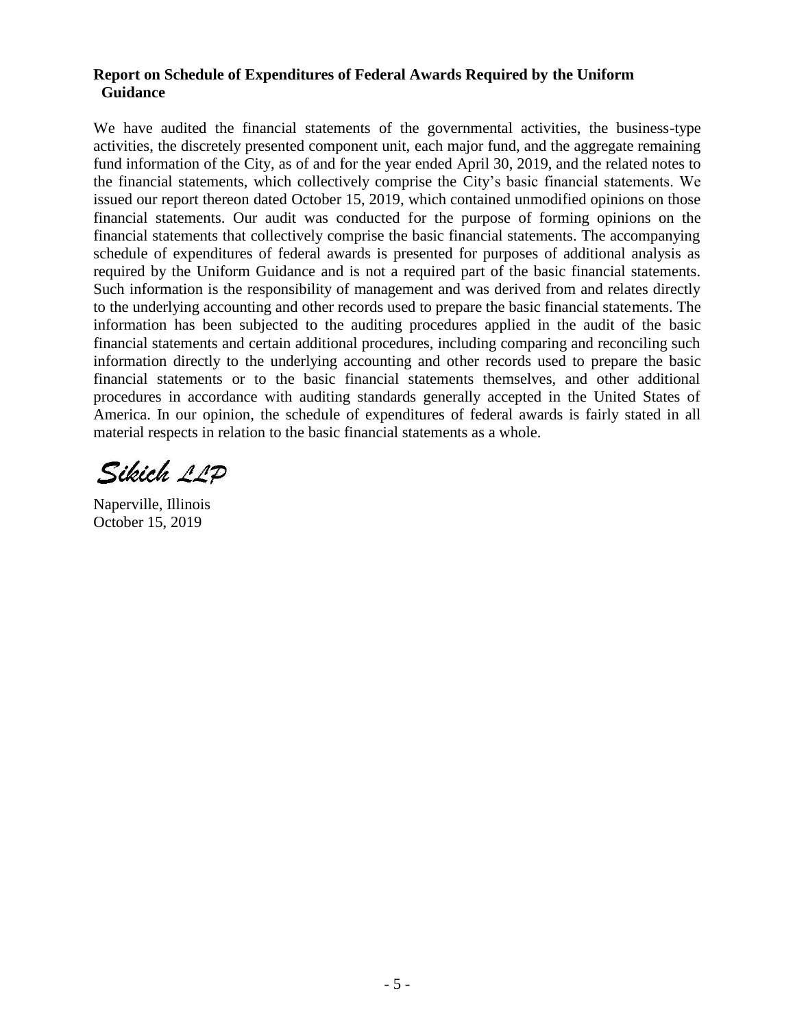**Report on Schedule of Expenditures of Federal Awards Required by the Uniform Guidance**

We have audited the financial statements of the governmental activities, the business-type activities, the discretely presented component unit, each major fund, and the aggregate remaining fund information of the City, as of and for the year ended April 30, 2019, and the related notes to the financial statements, which collectively comprise the City's basic financial statements. We issued our report thereon dated October 15, 2019, which contained unmodified opinions on those financial statements. Our audit was conducted for the purpose of forming opinions on the financial statements that collectively comprise the basic financial statements. The accompanying schedule of expenditures of federal awards is presented for purposes of additional analysis as required by the Uniform Guidance and is not a required part of the basic financial statements. Such information is the responsibility of management and was derived from and relates directly to the underlying accounting and other records used to prepare the basic financial statements. The information has been subjected to the auditing procedures applied in the audit of the basic financial statements and certain additional procedures, including comparing and reconciling such information directly to the underlying accounting and other records used to prepare the basic financial statements or to the basic financial statements themselves, and other additional procedures in accordance with auditing standards generally accepted in the United States of America. In our opinion, the schedule of expenditures of federal awards is fairly stated in all material respects in relation to the basic financial statements as a whole.

*Sikich LLP*

Naperville, Illinois
October 15, 2019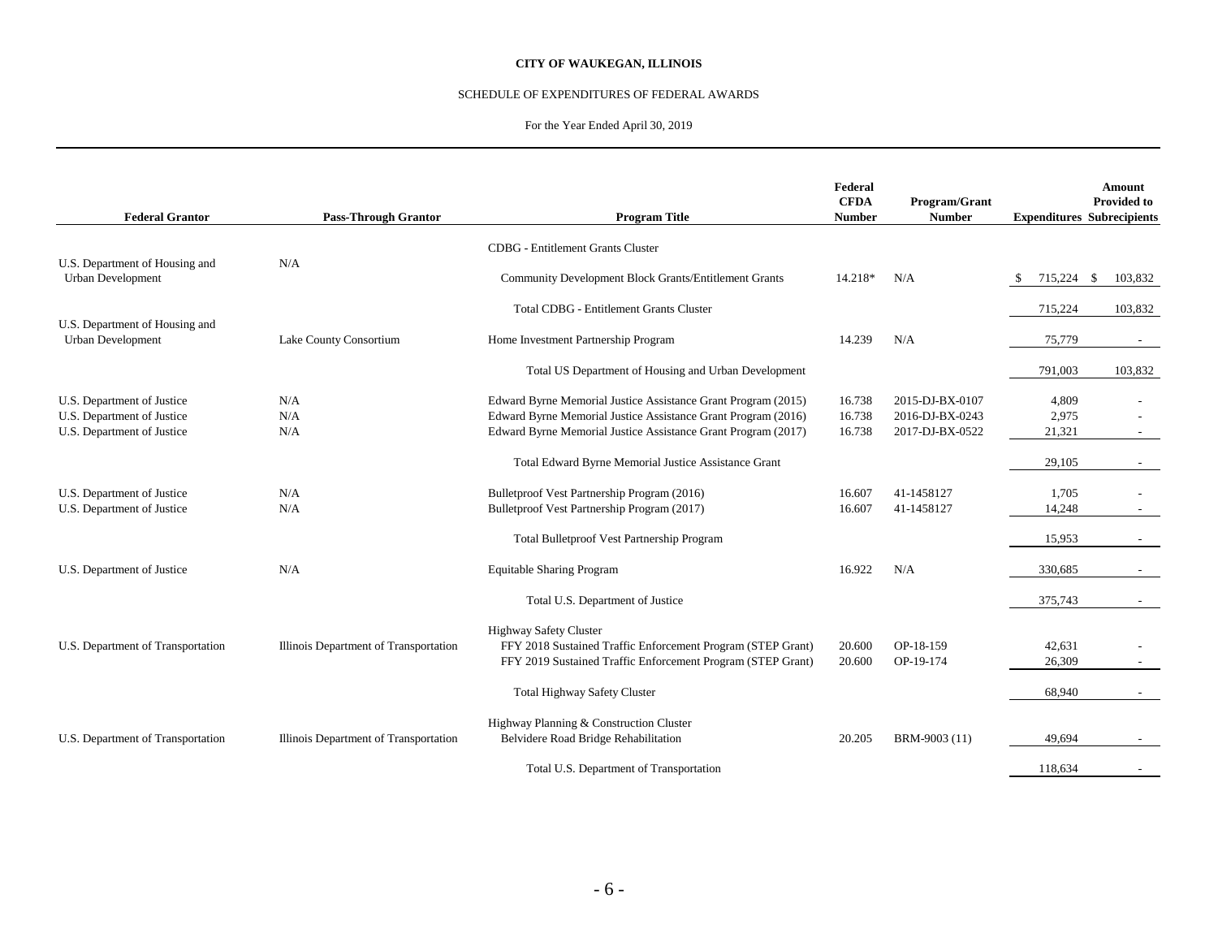**CITY OF WAUKEGAN, ILLINOIS**

SCHEDULE OF EXPENDITURES OF FEDERAL AWARDS

For the Year Ended April 30, 2019

| Federal Grantor | Pass-Through Grantor | Program Title | Federal CFDA Number | Program/Grant Number | Expenditures | Amount Provided to Subrecipients |
|---|---|---|---|---|---|---|
| | | CDBG - Entitlement Grants Cluster | | | | |
| U.S. Department of Housing and Urban Development | N/A | Community Development Block Grants/Entitlement Grants | 14.218* | N/A | $ 715,224 | $ 103,832 |
| | | Total CDBG - Entitlement Grants Cluster | | | 715,224 | 103,832 |
| U.S. Department of Housing and Urban Development | Lake County Consortium | Home Investment Partnership Program | 14.239 | N/A | 75,779 | - |
| | | Total US Department of Housing and Urban Development | | | 791,003 | 103,832 |
| U.S. Department of Justice | N/A | Edward Byrne Memorial Justice Assistance Grant Program (2015) | 16.738 | 2015-DJ-BX-0107 | 4,809 | - |
| U.S. Department of Justice | N/A | Edward Byrne Memorial Justice Assistance Grant Program (2016) | 16.738 | 2016-DJ-BX-0243 | 2,975 | - |
| U.S. Department of Justice | N/A | Edward Byrne Memorial Justice Assistance Grant Program (2017) | 16.738 | 2017-DJ-BX-0522 | 21,321 | - |
| | | Total Edward Byrne Memorial Justice Assistance Grant | | | 29,105 | - |
| U.S. Department of Justice | N/A | Bulletproof Vest Partnership Program (2016) | 16.607 | 41-1458127 | 1,705 | - |
| U.S. Department of Justice | N/A | Bulletproof Vest Partnership Program (2017) | 16.607 | 41-1458127 | 14,248 | - |
| | | Total Bulletproof Vest Partnership Program | | | 15,953 | - |
| U.S. Department of Justice | N/A | Equitable Sharing Program | 16.922 | N/A | 330,685 | - |
| | | Total U.S. Department of Justice | | | 375,743 | - |
| | | Highway Safety Cluster | | | | |
| U.S. Department of Transportation | Illinois Department of Transportation | FFY 2018 Sustained Traffic Enforcement Program (STEP Grant) | 20.600 | OP-18-159 | 42,631 | - |
| | | FFY 2019 Sustained Traffic Enforcement Program (STEP Grant) | 20.600 | OP-19-174 | 26,309 | - |
| | | Total Highway Safety Cluster | | | 68,940 | - |
| | | Highway Planning & Construction Cluster | | | | |
| U.S. Department of Transportation | Illinois Department of Transportation | Belvidere Road Bridge Rehabilitation | 20.205 | BRM-9003 (11) | 49,694 | - |
| | | Total U.S. Department of Transportation | | | 118,634 | - |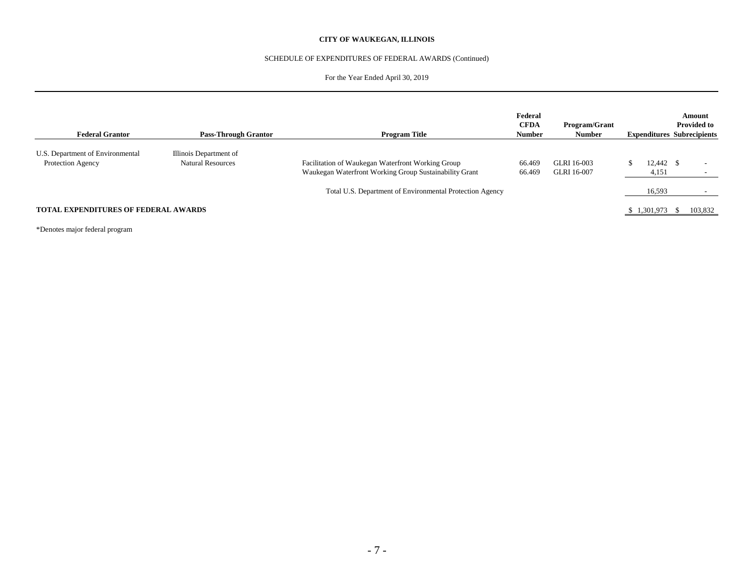**CITY OF WAUKEGAN, ILLINOIS**

SCHEDULE OF EXPENDITURES OF FEDERAL AWARDS (Continued)

For the Year Ended April 30, 2019

| Federal Grantor | Pass-Through Grantor | Program Title | Federal CFDA Number | Program/Grant Number | Expenditures | Amount Provided to Subrecipients |
|---|---|---|---|---|---|---|
| U.S. Department of Environmental Protection Agency | Illinois Department of Natural Resources | Facilitation of Waukegan Waterfront Working Group | 66.469 | GLRI 16-003 | $ 12,442 | $ - |
| | | Waukegan Waterfront Working Group Sustainability Grant | 66.469 | GLRI 16-007 | 4,151 | - |
| | | Total U.S. Department of Environmental Protection Agency | | | 16,593 | - |
| **TOTAL EXPENDITURES OF FEDERAL AWARDS** | | | | | $ 1,301,973 | $ 103,832 |

*Denotes major federal program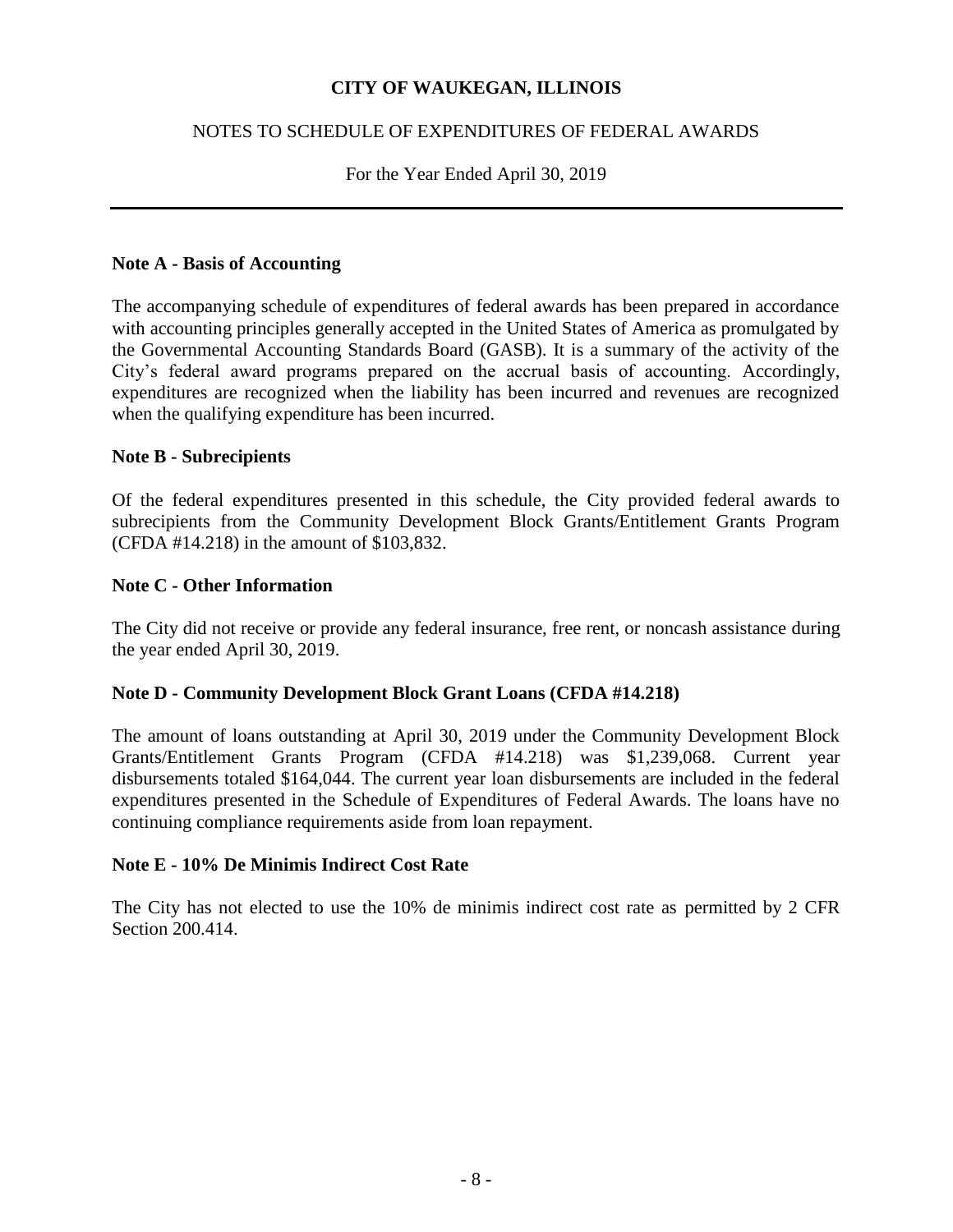# CITY OF WAUKEGAN, ILLINOIS

## NOTES TO SCHEDULE OF EXPENDITURES OF FEDERAL AWARDS

For the Year Ended April 30, 2019

---

### Note A - Basis of Accounting

The accompanying schedule of expenditures of federal awards has been prepared in accordance with accounting principles generally accepted in the United States of America as promulgated by the Governmental Accounting Standards Board (GASB). It is a summary of the activity of the City's federal award programs prepared on the accrual basis of accounting. Accordingly, expenditures are recognized when the liability has been incurred and revenues are recognized when the qualifying expenditure has been incurred.

### Note B - Subrecipients

Of the federal expenditures presented in this schedule, the City provided federal awards to subrecipients from the Community Development Block Grants/Entitlement Grants Program (CFDA #14.218) in the amount of $103,832.

### Note C - Other Information

The City did not receive or provide any federal insurance, free rent, or noncash assistance during the year ended April 30, 2019.

### Note D - Community Development Block Grant Loans (CFDA #14.218)

The amount of loans outstanding at April 30, 2019 under the Community Development Block Grants/Entitlement Grants Program (CFDA #14.218) was $1,239,068. Current year disbursements totaled $164,044. The current year loan disbursements are included in the federal expenditures presented in the Schedule of Expenditures of Federal Awards. The loans have no continuing compliance requirements aside from loan repayment.

### Note E - 10% De Minimis Indirect Cost Rate

The City has not elected to use the 10% de minimis indirect cost rate as permitted by 2 CFR Section 200.414.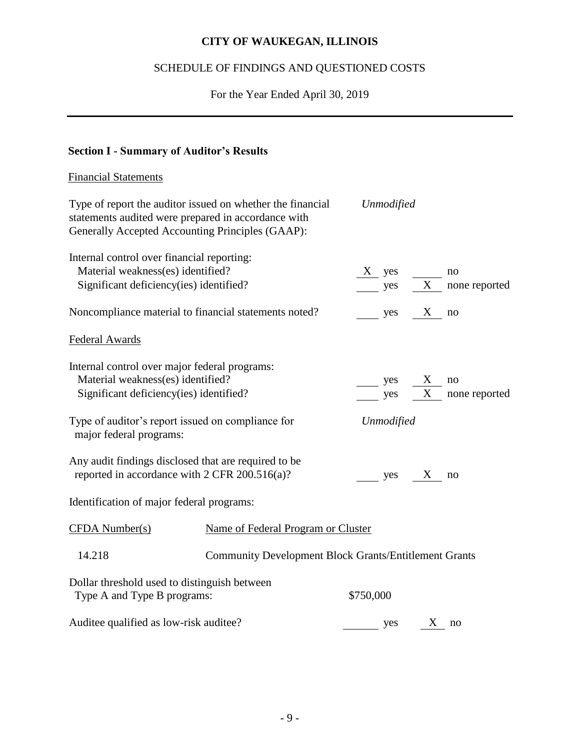# CITY OF WAUKEGAN, ILLINOIS

## SCHEDULE OF FINDINGS AND QUESTIONED COSTS

For the Year Ended April 30, 2019

---

### Section I - Summary of Auditor's Results

Financial Statements

Type of report the auditor issued on whether the financial statements audited were prepared in accordance with Generally Accepted Accounting Principles (GAAP): *Unmodified*

Internal control over financial reporting:

| | | |
|---|---|---|
| Material weakness(es) identified? | X yes | ___ no |
| Significant deficiency(ies) identified? | ___ yes | X none reported |

| | | |
|---|---|---|
| Noncompliance material to financial statements noted? | ___ yes | X no |

Federal Awards

Internal control over major federal programs:

| | | |
|---|---|---|
| Material weakness(es) identified? | ___ yes | X no |
| Significant deficiency(ies) identified? | ___ yes | X none reported |

Type of auditor's report issued on compliance for major federal programs: *Unmodified*

| | | |
|---|---|---|
| Any audit findings disclosed that are required to be reported in accordance with 2 CFR 200.516(a)? | ___ yes | X no |

Identification of major federal programs:

| CFDA Number(s) | Name of Federal Program or Cluster |
|---|---|
| 14.218 | Community Development Block Grants/Entitlement Grants |

Dollar threshold used to distinguish between Type A and Type B programs: $750,000

| | | |
|---|---|---|
| Auditee qualified as low-risk auditee? | ___ yes | X no |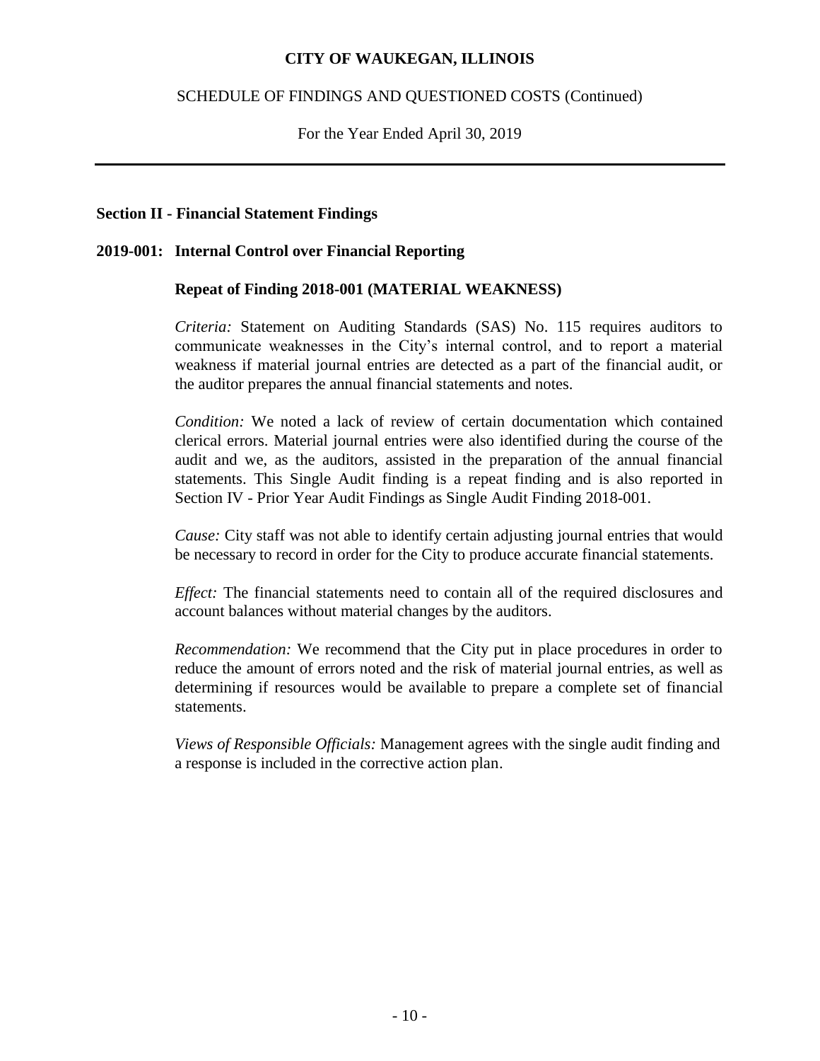# CITY OF WAUKEGAN, ILLINOIS

SCHEDULE OF FINDINGS AND QUESTIONED COSTS (Continued)

For the Year Ended April 30, 2019

---

## Section II - Financial Statement Findings

### 2019-001: Internal Control over Financial Reporting

**Repeat of Finding 2018-001 (MATERIAL WEAKNESS)**

*Criteria:* Statement on Auditing Standards (SAS) No. 115 requires auditors to communicate weaknesses in the City's internal control, and to report a material weakness if material journal entries are detected as a part of the financial audit, or the auditor prepares the annual financial statements and notes.

*Condition:* We noted a lack of review of certain documentation which contained clerical errors. Material journal entries were also identified during the course of the audit and we, as the auditors, assisted in the preparation of the annual financial statements. This Single Audit finding is a repeat finding and is also reported in Section IV - Prior Year Audit Findings as Single Audit Finding 2018-001.

*Cause:* City staff was not able to identify certain adjusting journal entries that would be necessary to record in order for the City to produce accurate financial statements.

*Effect:* The financial statements need to contain all of the required disclosures and account balances without material changes by the auditors.

*Recommendation:* We recommend that the City put in place procedures in order to reduce the amount of errors noted and the risk of material journal entries, as well as determining if resources would be available to prepare a complete set of financial statements.

*Views of Responsible Officials:* Management agrees with the single audit finding and a response is included in the corrective action plan.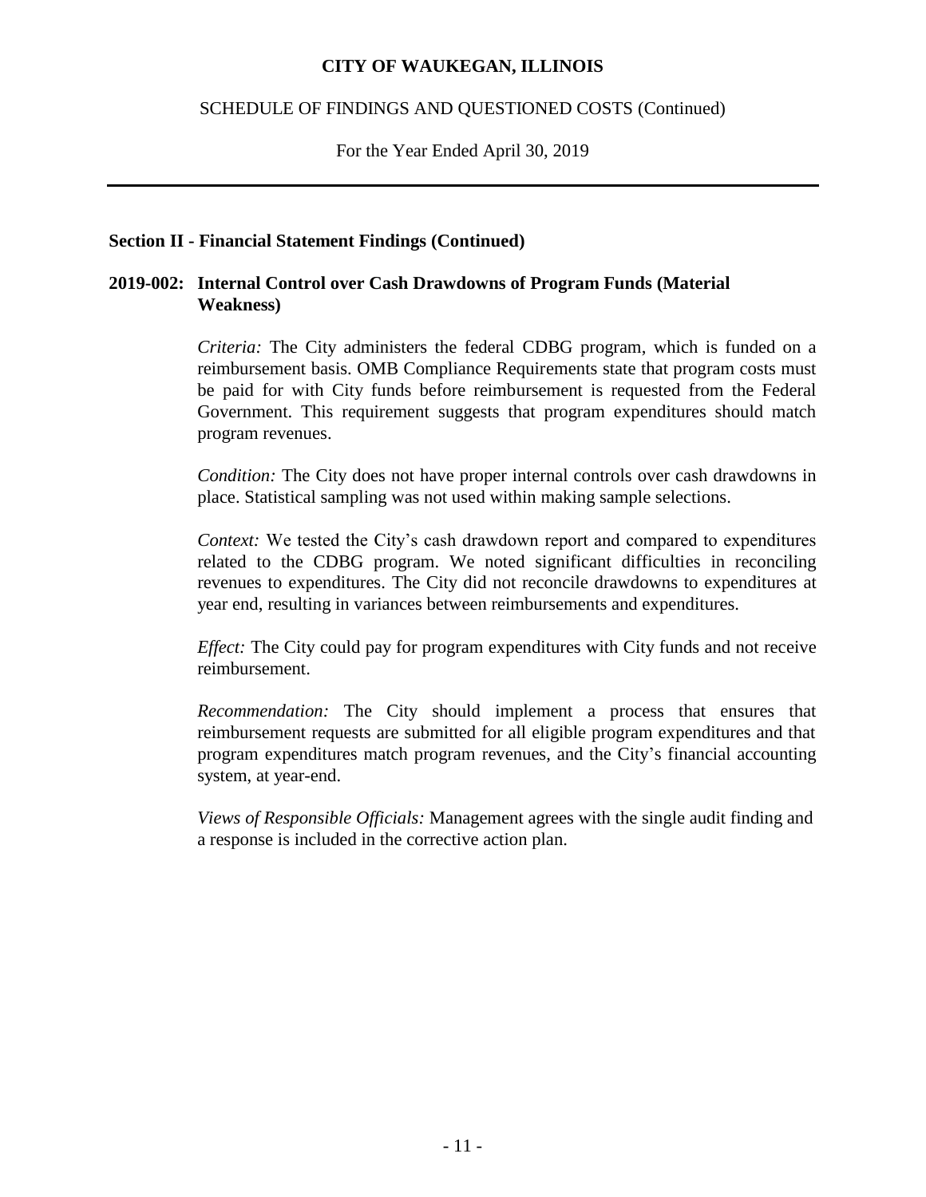# CITY OF WAUKEGAN, ILLINOIS

SCHEDULE OF FINDINGS AND QUESTIONED COSTS (Continued)

For the Year Ended April 30, 2019

---

## Section II - Financial Statement Findings (Continued)

### 2019-002: Internal Control over Cash Drawdowns of Program Funds (Material Weakness)

*Criteria:* The City administers the federal CDBG program, which is funded on a reimbursement basis. OMB Compliance Requirements state that program costs must be paid for with City funds before reimbursement is requested from the Federal Government. This requirement suggests that program expenditures should match program revenues.

*Condition:* The City does not have proper internal controls over cash drawdowns in place. Statistical sampling was not used within making sample selections.

*Context:* We tested the City's cash drawdown report and compared to expenditures related to the CDBG program. We noted significant difficulties in reconciling revenues to expenditures. The City did not reconcile drawdowns to expenditures at year end, resulting in variances between reimbursements and expenditures.

*Effect:* The City could pay for program expenditures with City funds and not receive reimbursement.

*Recommendation:* The City should implement a process that ensures that reimbursement requests are submitted for all eligible program expenditures and that program expenditures match program revenues, and the City's financial accounting system, at year-end.

*Views of Responsible Officials:* Management agrees with the single audit finding and a response is included in the corrective action plan.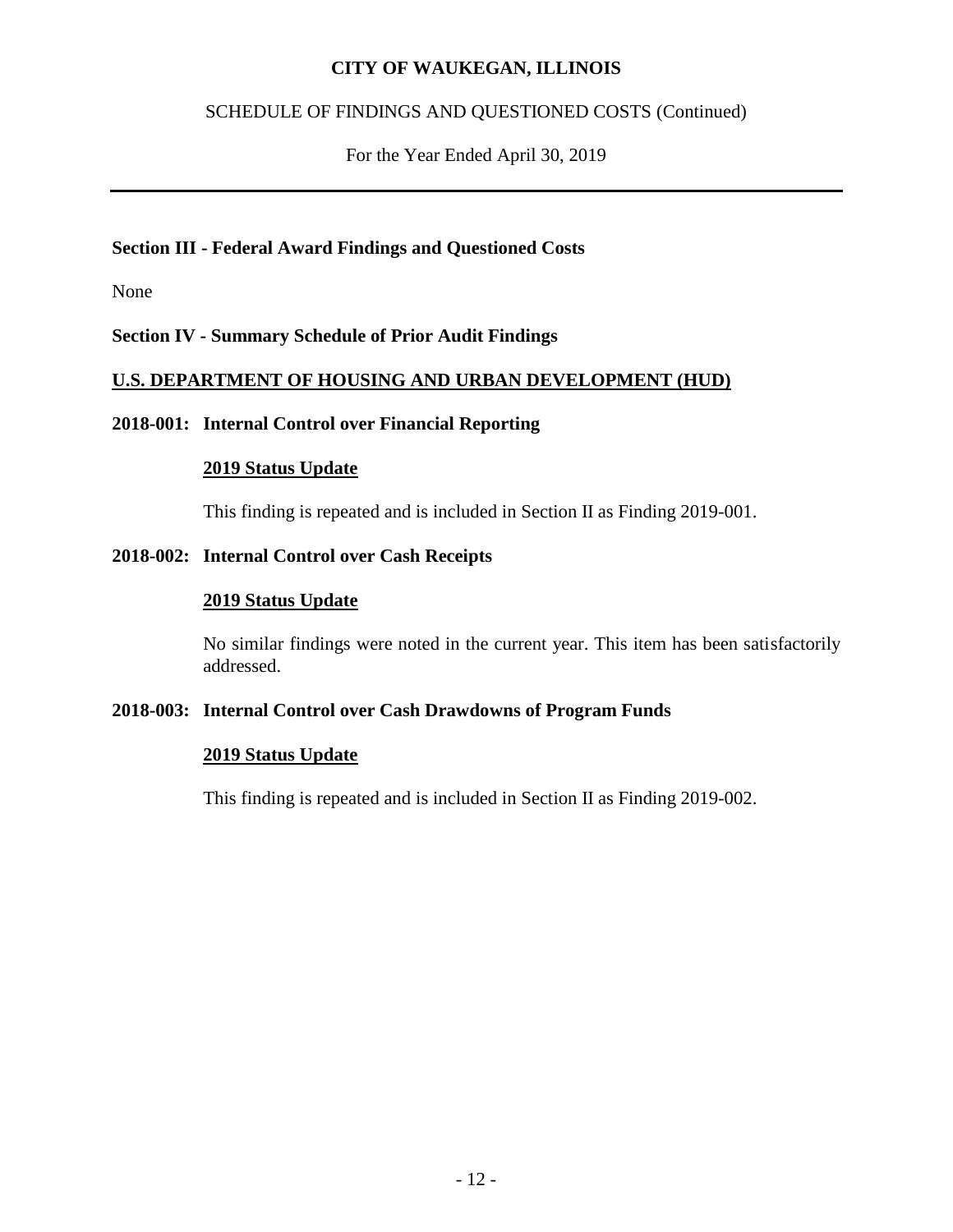# CITY OF WAUKEGAN, ILLINOIS

SCHEDULE OF FINDINGS AND QUESTIONED COSTS (Continued)

For the Year Ended April 30, 2019

---

## Section III - Federal Award Findings and Questioned Costs

None

## Section IV - Summary Schedule of Prior Audit Findings

### U.S. DEPARTMENT OF HOUSING AND URBAN DEVELOPMENT (HUD)

### 2018-001: Internal Control over Financial Reporting

**2019 Status Update**

This finding is repeated and is included in Section II as Finding 2019-001.

### 2018-002: Internal Control over Cash Receipts

**2019 Status Update**

No similar findings were noted in the current year. This item has been satisfactorily addressed.

### 2018-003: Internal Control over Cash Drawdowns of Program Funds

**2019 Status Update**

This finding is repeated and is included in Section II as Finding 2019-002.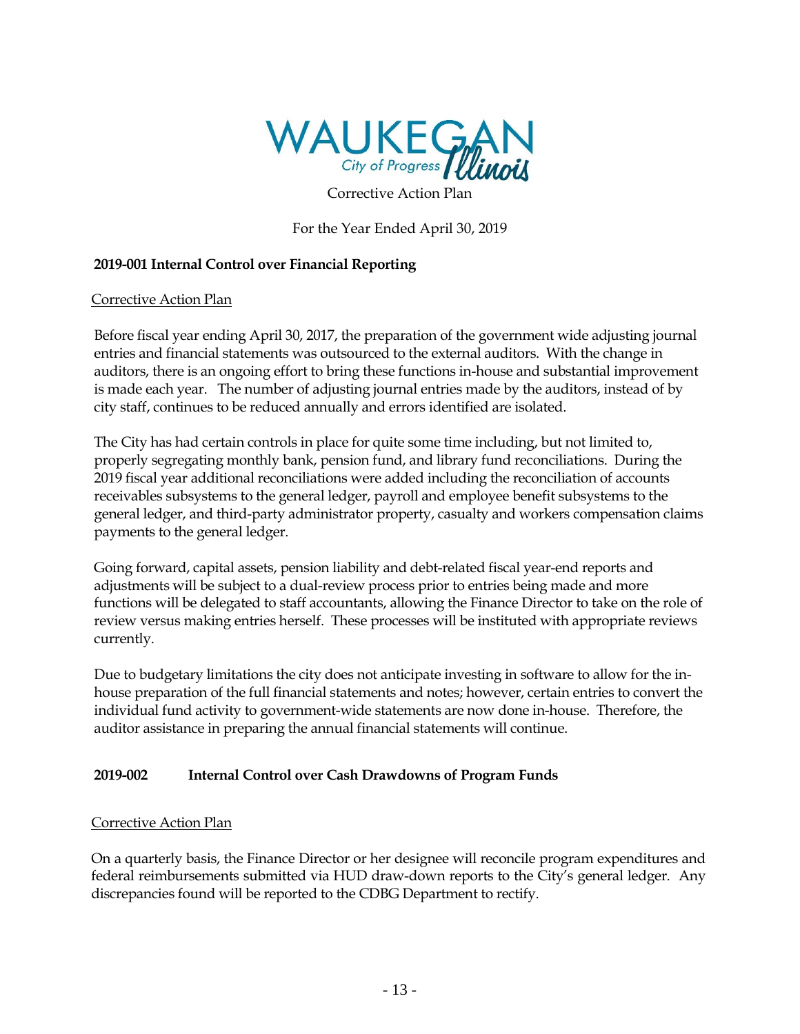WAUKEGAN
City of Progress Illinois

Corrective Action Plan

For the Year Ended April 30, 2019

**2019-001 Internal Control over Financial Reporting**

Corrective Action Plan

Before fiscal year ending April 30, 2017, the preparation of the government wide adjusting journal entries and financial statements was outsourced to the external auditors. With the change in auditors, there is an ongoing effort to bring these functions in-house and substantial improvement is made each year. The number of adjusting journal entries made by the auditors, instead of by city staff, continues to be reduced annually and errors identified are isolated.

The City has had certain controls in place for quite some time including, but not limited to, properly segregating monthly bank, pension fund, and library fund reconciliations. During the 2019 fiscal year additional reconciliations were added including the reconciliation of accounts receivables subsystems to the general ledger, payroll and employee benefit subsystems to the general ledger, and third-party administrator property, casualty and workers compensation claims payments to the general ledger.

Going forward, capital assets, pension liability and debt-related fiscal year-end reports and adjustments will be subject to a dual-review process prior to entries being made and more functions will be delegated to staff accountants, allowing the Finance Director to take on the role of review versus making entries herself. These processes will be instituted with appropriate reviews currently.

Due to budgetary limitations the city does not anticipate investing in software to allow for the in-house preparation of the full financial statements and notes; however, certain entries to convert the individual fund activity to government-wide statements are now done in-house. Therefore, the auditor assistance in preparing the annual financial statements will continue.

**2019-002 Internal Control over Cash Drawdowns of Program Funds**

Corrective Action Plan

On a quarterly basis, the Finance Director or her designee will reconcile program expenditures and federal reimbursements submitted via HUD draw-down reports to the City's general ledger. Any discrepancies found will be reported to the CDBG Department to rectify.